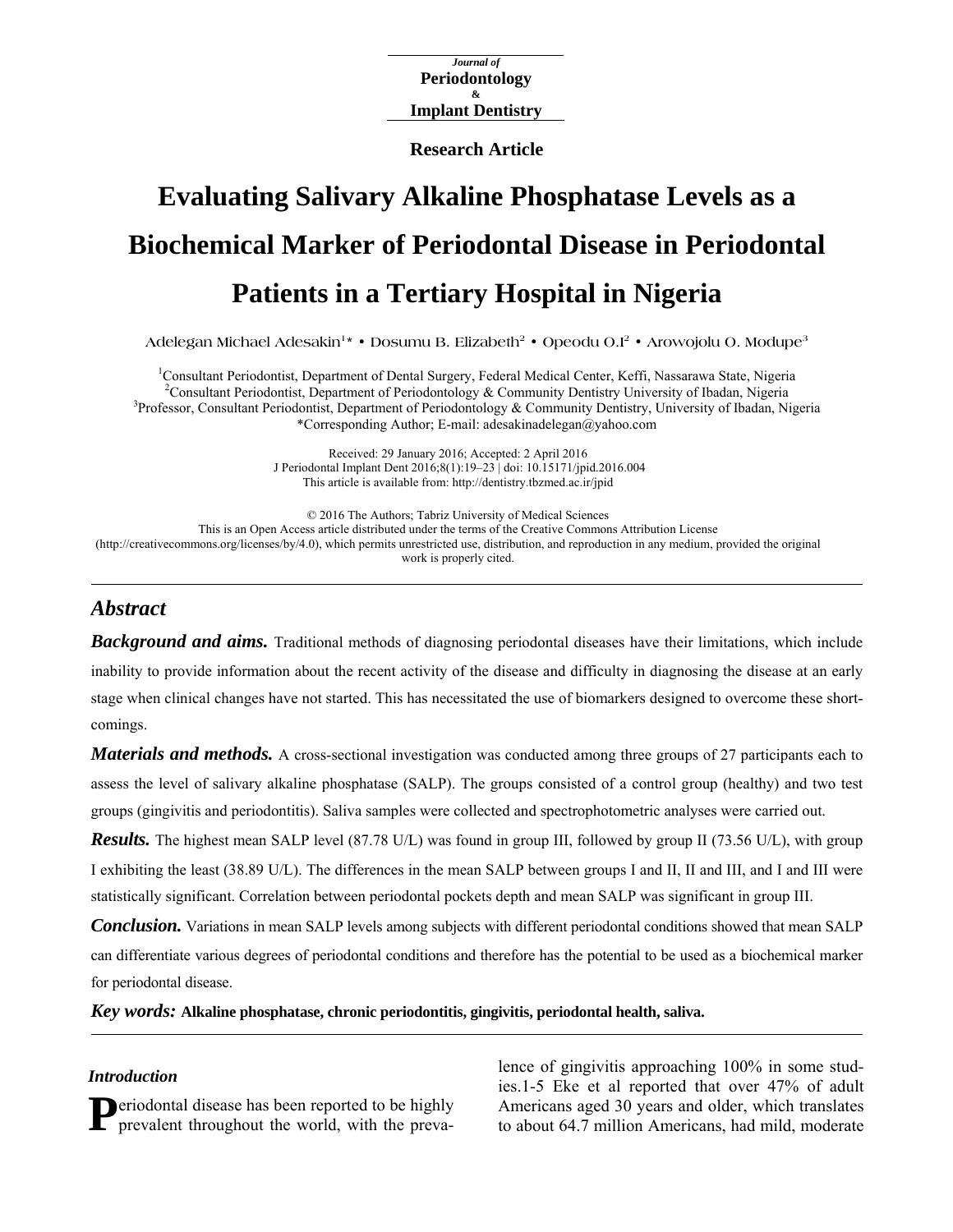Journal of
**Periodontology**
&
**Implant Dentistry**

**Research Article**

# Evaluating Salivary Alkaline Phosphatase Levels as a Biochemical Marker of Periodontal Disease in Periodontal Patients in a Tertiary Hospital in Nigeria

Adelegan Michael Adesakin[1]* • Dosumu B. Elizabeth[2] • Opeodu O.I[2] • Arowojolu O. Modupe[3]

[1]Consultant Periodontist, Department of Dental Surgery, Federal Medical Center, Keffi, Nassarawa State, Nigeria
[2]Consultant Periodontist, Department of Periodontology & Community Dentistry University of Ibadan, Nigeria
[3]Professor, Consultant Periodontist, Department of Periodontology & Community Dentistry, University of Ibadan, Nigeria
*Corresponding Author; E-mail: adesakinadelegan@yahoo.com

Received: 29 January 2016; Accepted: 2 April 2016
J Periodontal Implant Dent 2016;8(1):19–23 | doi: 10.15171/jpid.2016.004
This article is available from: http://dentistry.tbzmed.ac.ir/jpid

© 2016 The Authors; Tabriz University of Medical Sciences
This is an Open Access article distributed under the terms of the Creative Commons Attribution License (http://creativecommons.org/licenses/by/4.0), which permits unrestricted use, distribution, and reproduction in any medium, provided the original work is properly cited.

## Abstract

***Background and aims.*** Traditional methods of diagnosing periodontal diseases have their limitations, which include inability to provide information about the recent activity of the disease and difficulty in diagnosing the disease at an early stage when clinical changes have not started. This has necessitated the use of biomarkers designed to overcome these shortcomings.

***Materials and methods.*** A cross-sectional investigation was conducted among three groups of 27 participants each to assess the level of salivary alkaline phosphatase (SALP). The groups consisted of a control group (healthy) and two test groups (gingivitis and periodontitis). Saliva samples were collected and spectrophotometric analyses were carried out.

***Results.*** The highest mean SALP level (87.78 U/L) was found in group III, followed by group II (73.56 U/L), with group I exhibiting the least (38.89 U/L). The differences in the mean SALP between groups I and II, II and III, and I and III were statistically significant. Correlation between periodontal pockets depth and mean SALP was significant in group III.

***Conclusion.*** Variations in mean SALP levels among subjects with different periodontal conditions showed that mean SALP can differentiate various degrees of periodontal conditions and therefore has the potential to be used as a biochemical marker for periodontal disease.

***Key words:*** **Alkaline phosphatase, chronic periodontitis, gingivitis, periodontal health, saliva.**

## Introduction

Periodontal disease has been reported to be highly prevalent throughout the world, with the prevalence of gingivitis approaching 100% in some studies.1-5 Eke et al reported that over 47% of adult Americans aged 30 years and older, which translates to about 64.7 million Americans, had mild, moderate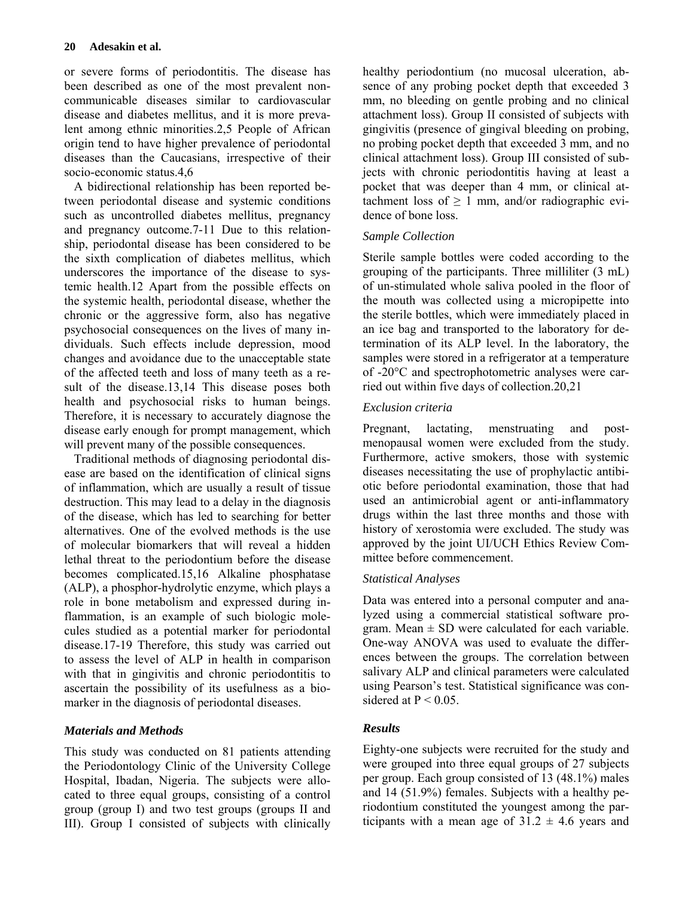or severe forms of periodontitis. The disease has been described as one of the most prevalent non-communicable diseases similar to cardiovascular disease and diabetes mellitus, and it is more prevalent among ethnic minorities.[2,5] People of African origin tend to have higher prevalence of periodontal diseases than the Caucasians, irrespective of their socio-economic status.[4,6]

A bidirectional relationship has been reported between periodontal disease and systemic conditions such as uncontrolled diabetes mellitus, pregnancy and pregnancy outcome.[7-11] Due to this relationship, periodontal disease has been considered to be the sixth complication of diabetes mellitus, which underscores the importance of the disease to systemic health.[12] Apart from the possible effects on the systemic health, periodontal disease, whether the chronic or the aggressive form, also has negative psychosocial consequences on the lives of many individuals. Such effects include depression, mood changes and avoidance due to the unacceptable state of the affected teeth and loss of many teeth as a result of the disease.[13,14] This disease poses both health and psychosocial risks to human beings. Therefore, it is necessary to accurately diagnose the disease early enough for prompt management, which will prevent many of the possible consequences.

Traditional methods of diagnosing periodontal disease are based on the identification of clinical signs of inflammation, which are usually a result of tissue destruction. This may lead to a delay in the diagnosis of the disease, which has led to searching for better alternatives. One of the evolved methods is the use of molecular biomarkers that will reveal a hidden lethal threat to the periodontium before the disease becomes complicated.[15,16] Alkaline phosphatase (ALP), a phosphor-hydrolytic enzyme, which plays a role in bone metabolism and expressed during inflammation, is an example of such biologic molecules studied as a potential marker for periodontal disease.[17-19] Therefore, this study was carried out to assess the level of ALP in health in comparison with that in gingivitis and chronic periodontitis to ascertain the possibility of its usefulness as a biomarker in the diagnosis of periodontal diseases.

## *Materials and Methods*

This study was conducted on 81 patients attending the Periodontology Clinic of the University College Hospital, Ibadan, Nigeria. The subjects were allocated to three equal groups, consisting of a control group (group I) and two test groups (groups II and III). Group I consisted of subjects with clinically healthy periodontium (no mucosal ulceration, absence of any probing pocket depth that exceeded 3 mm, no bleeding on gentle probing and no clinical attachment loss). Group II consisted of subjects with gingivitis (presence of gingival bleeding on probing, no probing pocket depth that exceeded 3 mm, and no clinical attachment loss). Group III consisted of subjects with chronic periodontitis having at least a pocket that was deeper than 4 mm, or clinical attachment loss of $\geq$ 1 mm, and/or radiographic evidence of bone loss.

### *Sample Collection*

Sterile sample bottles were coded according to the grouping of the participants. Three milliliter (3 mL) of un-stimulated whole saliva pooled in the floor of the mouth was collected using a micropipette into the sterile bottles, which were immediately placed in an ice bag and transported to the laboratory for determination of its ALP level. In the laboratory, the samples were stored in a refrigerator at a temperature of -20°C and spectrophotometric analyses were carried out within five days of collection.[20,21]

### *Exclusion criteria*

Pregnant, lactating, menstruating and post-menopausal women were excluded from the study. Furthermore, active smokers, those with systemic diseases necessitating the use of prophylactic antibiotic before periodontal examination, those that had used an antimicrobial agent or anti-inflammatory drugs within the last three months and those with history of xerostomia were excluded. The study was approved by the joint UI/UCH Ethics Review Committee before commencement.

### *Statistical Analyses*

Data was entered into a personal computer and analyzed using a commercial statistical software program. Mean $\pm$ SD were calculated for each variable. One-way ANOVA was used to evaluate the differences between the groups. The correlation between salivary ALP and clinical parameters were calculated using Pearson's test. Statistical significance was considered at $P < 0.05$.

## *Results*

Eighty-one subjects were recruited for the study and were grouped into three equal groups of 27 subjects per group. Each group consisted of 13 (48.1%) males and 14 (51.9%) females. Subjects with a healthy periodontium constituted the youngest among the participants with a mean age of $31.2 \pm 4.6$ years and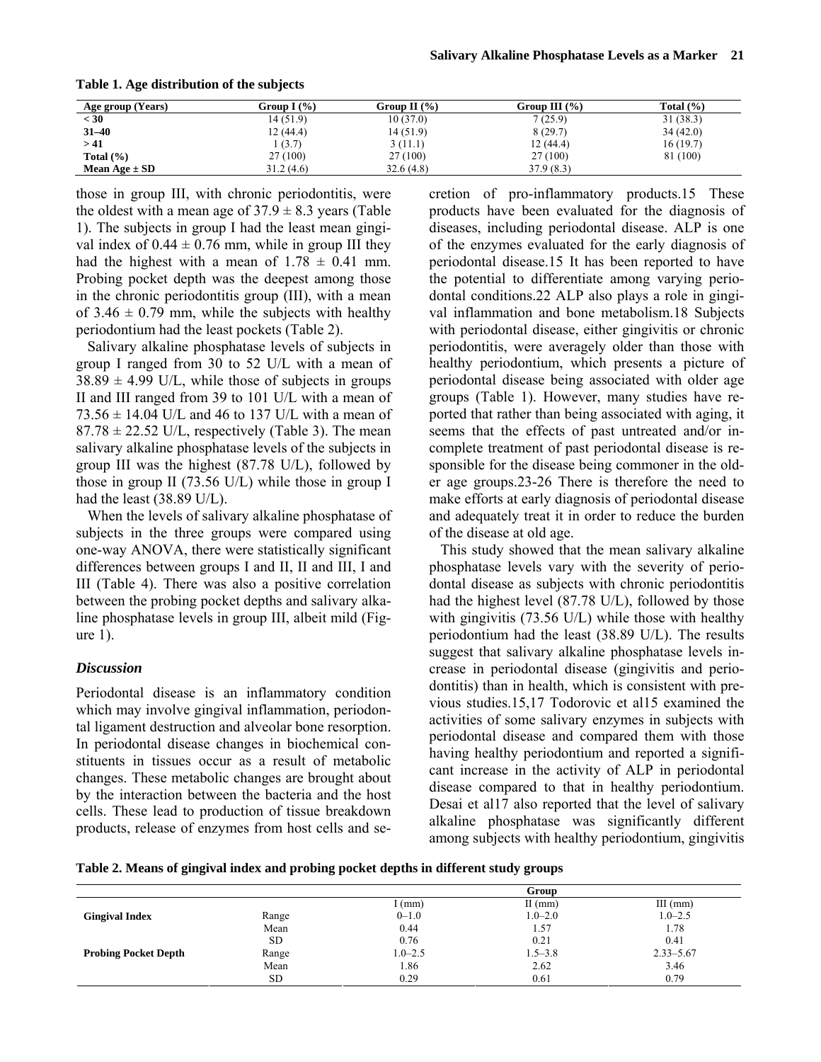**Table 1. Age distribution of the subjects**

| Age group (Years) | Group I (%) | Group II (%) | Group III (%) | Total (%) |
|---|---|---|---|---|
| **< 30** | 14 (51.9) | 10 (37.0) | 7 (25.9) | 31 (38.3) |
| **31–40** | 12 (44.4) | 14 (51.9) | 8 (29.7) | 34 (42.0) |
| **> 41** | 1 (3.7) | 3 (11.1) | 12 (44.4) | 16 (19.7) |
| **Total (%)** | 27 (100) | 27 (100) | 27 (100) | 81 (100) |
| **Mean Age ± SD** | 31.2 (4.6) | 32.6 (4.8) | 37.9 (8.3) | |

those in group III, with chronic periodontitis, were the oldest with a mean age of $37.9 \pm 8.3$ years (Table 1). The subjects in group I had the least mean gingival index of $0.44 \pm 0.76$ mm, while in group III they had the highest with a mean of $1.78 \pm 0.41$ mm. Probing pocket depth was the deepest among those in the chronic periodontitis group (III), with a mean of $3.46 \pm 0.79$ mm, while the subjects with healthy periodontium had the least pockets (Table 2).

Salivary alkaline phosphatase levels of subjects in group I ranged from 30 to 52 U/L with a mean of $38.89 \pm 4.99$ U/L, while those of subjects in groups II and III ranged from 39 to 101 U/L with a mean of $73.56 \pm 14.04$ U/L and 46 to 137 U/L with a mean of $87.78 \pm 22.52$ U/L, respectively (Table 3). The mean salivary alkaline phosphatase levels of the subjects in group III was the highest (87.78 U/L), followed by those in group II (73.56 U/L) while those in group I had the least (38.89 U/L).

When the levels of salivary alkaline phosphatase of subjects in the three groups were compared using one-way ANOVA, there were statistically significant differences between groups I and II, II and III, I and III (Table 4). There was also a positive correlation between the probing pocket depths and salivary alkaline phosphatase levels in group III, albeit mild (Figure 1).

### *Discussion*

Periodontal disease is an inflammatory condition which may involve gingival inflammation, periodontal ligament destruction and alveolar bone resorption. In periodontal disease changes in biochemical constituents in tissues occur as a result of metabolic changes. These metabolic changes are brought about by the interaction between the bacteria and the host cells. These lead to production of tissue breakdown products, release of enzymes from host cells and secretion of pro-inflammatory products.15 These products have been evaluated for the diagnosis of diseases, including periodontal disease. ALP is one of the enzymes evaluated for the early diagnosis of periodontal disease.15 It has been reported to have the potential to differentiate among varying periodontal conditions.22 ALP also plays a role in gingival inflammation and bone metabolism.18 Subjects with periodontal disease, either gingivitis or chronic periodontitis, were averagely older than those with healthy periodontium, which presents a picture of periodontal disease being associated with older age groups (Table 1). However, many studies have reported that rather than being associated with aging, it seems that the effects of past untreated and/or incomplete treatment of past periodontal disease is responsible for the disease being commoner in the older age groups.23-26 There is therefore the need to make efforts at early diagnosis of periodontal disease and adequately treat it in order to reduce the burden of the disease at old age.

This study showed that the mean salivary alkaline phosphatase levels vary with the severity of periodontal disease as subjects with chronic periodontitis had the highest level (87.78 U/L), followed by those with gingivitis (73.56 U/L) while those with healthy periodontium had the least (38.89 U/L). The results suggest that salivary alkaline phosphatase levels increase in periodontal disease (gingivitis and periodontitis) than in health, which is consistent with previous studies.15,17 Todorovic et al15 examined the activities of some salivary enzymes in subjects with periodontal disease and compared them with those having healthy periodontium and reported a significant increase in the activity of ALP in periodontal disease compared to that in healthy periodontium. Desai et al17 also reported that the level of salivary alkaline phosphatase was significantly different among subjects with healthy periodontium, gingivitis

**Table 2. Means of gingival index and probing pocket depths in different study groups**

| | | Group | | |
|---|---|---|---|---|
| | | I (mm) | II (mm) | III (mm) |
| **Gingival Index** | Range | 0–1.0 | 1.0–2.0 | 1.0–2.5 |
| | Mean | 0.44 | 1.57 | 1.78 |
| | SD | 0.76 | 0.21 | 0.41 |
| **Probing Pocket Depth** | Range | 1.0–2.5 | 1.5–3.8 | 2.33–5.67 |
| | Mean | 1.86 | 2.62 | 3.46 |
| | SD | 0.29 | 0.61 | 0.79 |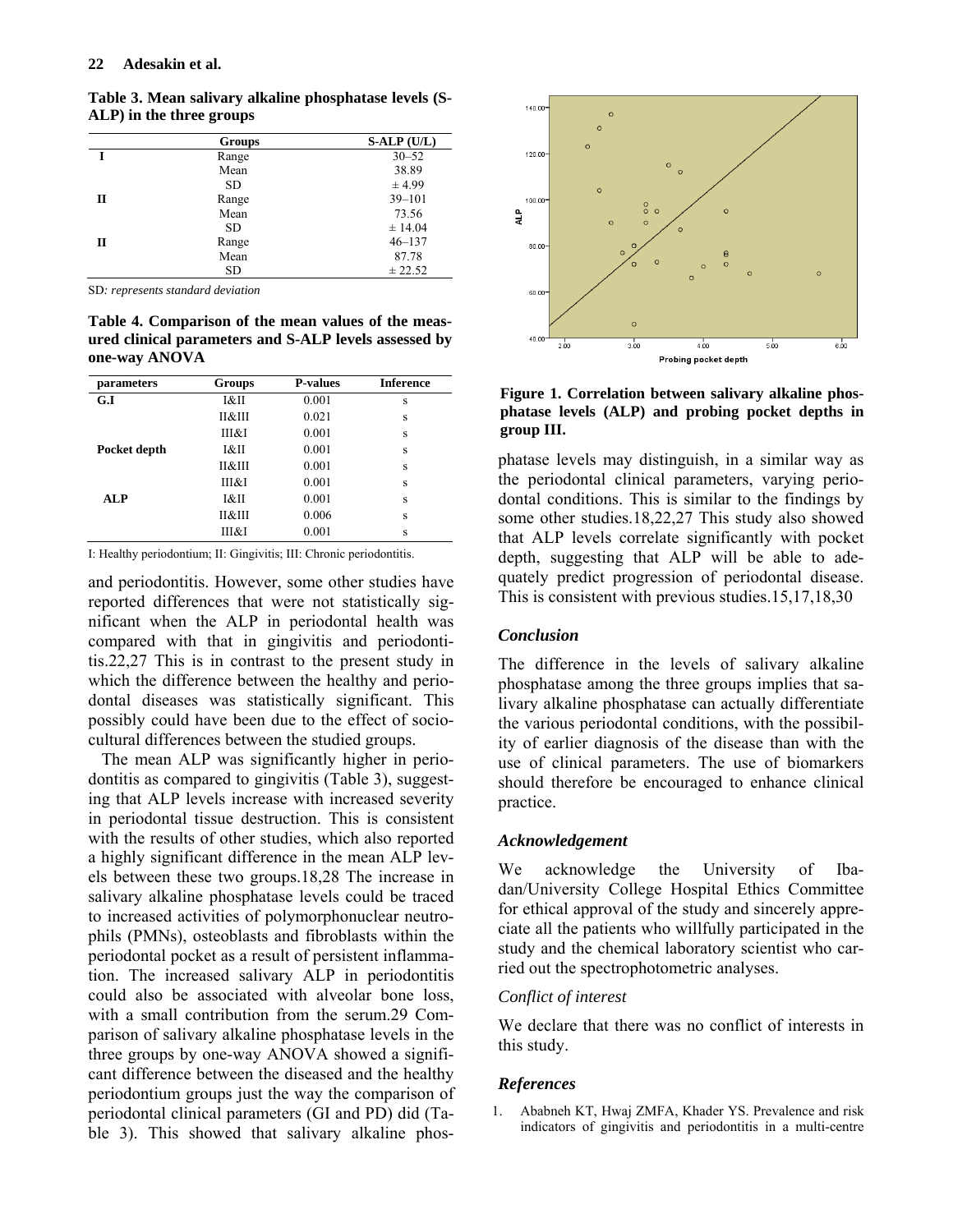**Table 3. Mean salivary alkaline phosphatase levels (S-ALP) in the three groups**

| | Groups | S-ALP (U/L) |
|---|---|---|
| I | Range | 30–52 |
| | Mean | 38.89 |
| | SD | ± 4.99 |
| II | Range | 39–101 |
| | Mean | 73.56 |
| | SD | ± 14.04 |
| II | Range | 46–137 |
| | Mean | 87.78 |
| | SD | ± 22.52 |

SD*: represents standard deviation*

**Table 4. Comparison of the mean values of the measured clinical parameters and S-ALP levels assessed by one-way ANOVA**

| parameters | Groups | P-values | Inference |
|---|---|---|---|
| **G.I** | I&II | 0.001 | s |
| | II&III | 0.021 | s |
| | III&I | 0.001 | s |
| **Pocket depth** | I&II | 0.001 | s |
| | II&III | 0.001 | s |
| | III&I | 0.001 | s |
| **ALP** | I&II | 0.001 | s |
| | II&III | 0.006 | s |
| | III&I | 0.001 | s |

I: Healthy periodontium; II: Gingivitis; III: Chronic periodontitis.

and periodontitis. However, some other studies have reported differences that were not statistically significant when the ALP in periodontal health was compared with that in gingivitis and periodontitis.22,27 This is in contrast to the present study in which the difference between the healthy and periodontal diseases was statistically significant. This possibly could have been due to the effect of sociocultural differences between the studied groups.

The mean ALP was significantly higher in periodontitis as compared to gingivitis (Table 3), suggesting that ALP levels increase with increased severity in periodontal tissue destruction. This is consistent with the results of other studies, which also reported a highly significant difference in the mean ALP levels between these two groups.18,28 The increase in salivary alkaline phosphatase levels could be traced to increased activities of polymorphonuclear neutrophils (PMNs), osteoblasts and fibroblasts within the periodontal pocket as a result of persistent inflammation. The increased salivary ALP in periodontitis could also be associated with alveolar bone loss, with a small contribution from the serum.29 Comparison of salivary alkaline phosphatase levels in the three groups by one-way ANOVA showed a significant difference between the diseased and the healthy periodontium groups just the way the comparison of periodontal clinical parameters (GI and PD) did (Table 3). This showed that salivary alkaline phosphatase levels may distinguish, in a similar way as the periodontal clinical parameters, varying periodontal conditions. This is similar to the findings by some other studies.18,22,27 This study also showed that ALP levels correlate significantly with pocket depth, suggesting that ALP will be able to adequately predict progression of periodontal disease. This is consistent with previous studies.15,17,18,30

**Figure 1. Correlation between salivary alkaline phosphatase levels (ALP) and probing pocket depths in group III.**

### *Conclusion*

The difference in the levels of salivary alkaline phosphatase among the three groups implies that salivary alkaline phosphatase can actually differentiate the various periodontal conditions, with the possibility of earlier diagnosis of the disease than with the use of clinical parameters. The use of biomarkers should therefore be encouraged to enhance clinical practice.

### *Acknowledgement*

We acknowledge the University of Ibadan/University College Hospital Ethics Committee for ethical approval of the study and sincerely appreciate all the patients who willfully participated in the study and the chemical laboratory scientist who carried out the spectrophotometric analyses.

### *Conflict of interest*

We declare that there was no conflict of interests in this study.

### *References*

1. Ababneh KT, Hwaj ZMFA, Khader YS. Prevalence and risk indicators of gingivitis and periodontitis in a multi-centre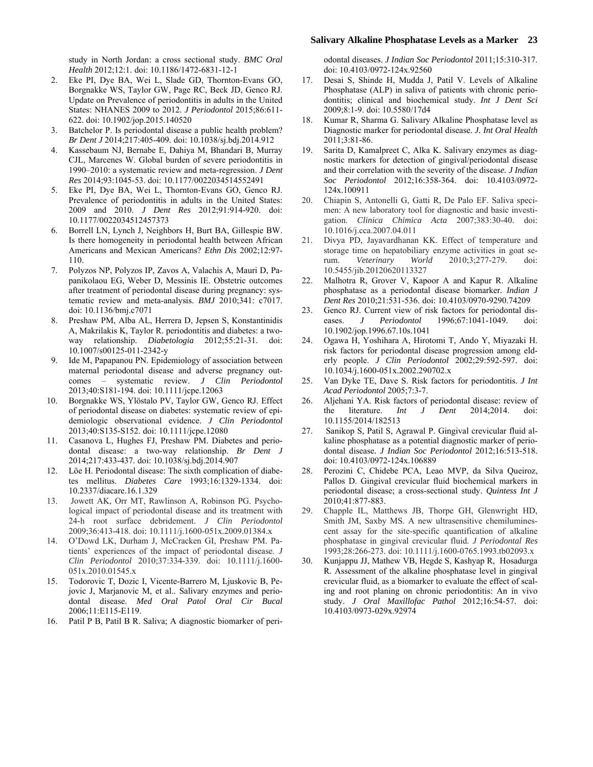study in North Jordan: a cross sectional study. *BMC Oral Health* 2012;12:1. doi: 10.1186/1472-6831-12-1

2. Eke PI, Dye BA, Wei L, Slade GD, Thornton-Evans GO, Borgnakke WS, Taylor GW, Page RC, Beck JD, Genco RJ. Update on Prevalence of periodontitis in adults in the United States: NHANES 2009 to 2012. *J Periodontol* 2015;86:611-622. doi: 10.1902/jop.2015.140520
3. Batchelor P. Is periodontal disease a public health problem? *Br Dent J* 2014;217:405-409. doi: 10.1038/sj.bdj.2014.912
4. Kassebaum NJ, Bernabe E, Dahiya M, Bhandari B, Murray CJL, Marcenes W. Global burden of severe periodontitis in 1990–2010: a systematic review and meta-regression. *J Dent Res* 2014;93:1045-53. doi: 10.1177/0022034514552491
5. Eke PI, Dye BA, Wei L, Thornton-Evans GO, Genco RJ. Prevalence of periodontitis in adults in the United States: 2009 and 2010. *J Dent Res* 2012;91:914-920. doi: 10.1177/0022034512457373
6. Borrell LN, Lynch J, Neighbors H, Burt BA, Gillespie BW. Is there homogeneity in periodontal health between African Americans and Mexican Americans? *Ethn Dis* 2002;12:97-110.
7. Polyzos NP, Polyzos IP, Zavos A, Valachis A, Mauri D, Papanikolaou EG, Weber D, Messinis IE. Obstetric outcomes after treatment of periodontal disease during pregnancy: systematic review and meta-analysis. *BMJ* 2010;341: c7017. doi: 10.1136/bmj.c7071
8. Preshaw PM, Alba AL, Herrera D, Jepsen S, Konstantinidis A, Makrilakis K, Taylor R. periodontitis and diabetes: a two-way relationship. *Diabetologia* 2012;55:21-31. doi: 10.1007/s00125-011-2342-y
9. Ide M, Papapanou PN. Epidemiology of association between maternal periodontal disease and adverse pregnancy outcomes – systematic review. *J Clin Periodontol* 2013;40:S181-194. doi: 10.1111/jcpe.12063
10. Borgnakke WS, Ylöstalo PV, Taylor GW, Genco RJ. Effect of periodontal disease on diabetes: systematic review of epidemiologic observational evidence. *J Clin Periodontol* 2013;40:S135-S152. doi: 10.1111/jcpe.12080
11. Casanova L, Hughes FJ, Preshaw PM. Diabetes and periodontal disease: a two-way relationship. *Br Dent J* 2014;217:433-437. doi: 10.1038/sj.bdj.2014.907
12. Löe H. Periodontal disease: The sixth complication of diabetes mellitus. *Diabetes Care* 1993;16:1329-1334. doi: 10.2337/diacare.16.1.329
13. Jowett AK, Orr MT, Rawlinson A, Robinson PG. Psychological impact of periodontal disease and its treatment with 24-h root surface debridement. *J Clin Periodontol* 2009;36:413-418. doi: 10.1111/j.1600-051x.2009.01384.x
14. O'Dowd LK, Durham J, McCracken GI, Preshaw PM. Patients' experiences of the impact of periodontal disease. *J Clin Periodontol* 2010;37:334-339. doi: 10.1111/j.1600-051x.2010.01545.x
15. Todorovic T, Dozic I, Vicente-Barrero M, Ljuskovic B, Pejovic J, Marjanovic M, et al.. Salivary enzymes and periodontal disease. *Med Oral Patol Oral Cir Bucal* 2006;11:E115-E119.
16. Patil P B, Patil B R. Saliva; A diagnostic biomarker of periodontal diseases. *J Indian Soc Periodontol* 2011;15:310-317. doi: 10.4103/0972-124x.92560
17. Desai S, Shinde H, Mudda J, Patil V. Levels of Alkaline Phosphatase (ALP) in saliva of patients with chronic periodontitis; clinical and biochemical study. *Int J Dent Sci* 2009;8:1-9. doi: 10.5580/17d4
18. Kumar R, Sharma G. Salivary Alkaline Phosphatase level as Diagnostic marker for periodontal disease. *J. Int Oral Health* 2011;3:81-86.
19. Sarita D, Kamalpreet C, Alka K. Salivary enzymes as diagnostic markers for detection of gingival/periodontal disease and their correlation with the severity of the disease. *J Indian Soc Periodontol* 2012;16:358-364. doi: 10.4103/0972-124x.100911
20. Chiapin S, Antonelli G, Gatti R, De Palo EF. Saliva specimen: A new laboratory tool for diagnostic and basic investigation. *Clinica Chimica Acta* 2007;383:30-40. doi: 10.1016/j.cca.2007.04.011
21. Divya PD, Jayavardhanan KK. Effect of temperature and storage time on hepatobiliary enzyme activities in goat serum. *Veterinary World* 2010;3;277-279. doi: 10.5455/jib.20120620113327
22. Malhotra R, Grover V, Kapoor A and Kapur R. Alkaline phosphatase as a periodontal disease biomarker. *Indian J Dent Res* 2010;21:531-536. doi: 10.4103/0970-9290.74209
23. Genco RJ. Current view of risk factors for periodontal diseases. *J Periodontol* 1996;67:1041-1049. doi: 10.1902/jop.1996.67.10s.1041
24. Ogawa H, Yoshihara A, Hirotomi T, Ando Y, Miyazaki H. risk factors for periodontal disease progression among elderly people. *J Clin Periodontol* 2002;29:592-597. doi: 10.1034/j.1600-051x.2002.290702.x
25. Van Dyke TE, Dave S. Risk factors for periodontitis. *J Int Acad Periodontol* 2005;7:3-7.
26. Aljehani YA. Risk factors of periodontal disease: review of the literature. *Int J Dent* 2014;2014. doi: 10.1155/2014/182513
27. Sanikop S, Patil S, Agrawal P. Gingival crevicular fluid alkaline phosphatase as a potential diagnostic marker of periodontal disease. *J Indian Soc Periodontol* 2012;16:513-518. doi: 10.4103/0972-124x.106889
28. Perozini C, Chidebe PCA, Leao MVP, da Silva Queiroz, Pallos D. Gingival crevicular fluid biochemical markers in periodontal disease; a cross-sectional study. *Quintess Int J* 2010;41:877-883.
29. Chapple IL, Matthews JB, Thorpe GH, Glenwright HD, Smith JM, Saxby MS. A new ultrasensitive chemiluminescent assay for the site-specific quantification of alkaline phosphatase in gingival crevicular fluid. *J Periodontal Res* 1993;28:266-273. doi: 10.1111/j.1600-0765.1993.tb02093.x
30. Kunjappu JJ, Mathew VB, Hegde S, Kashyap R, Hosadurga R. Assessment of the alkaline phosphatase level in gingival crevicular fluid, as a biomarker to evaluate the effect of scaling and root planing on chronic periodontitis: An in vivo study. *J Oral Maxillofac Pathol* 2012;16:54-57. doi: 10.4103/0973-029x.92974